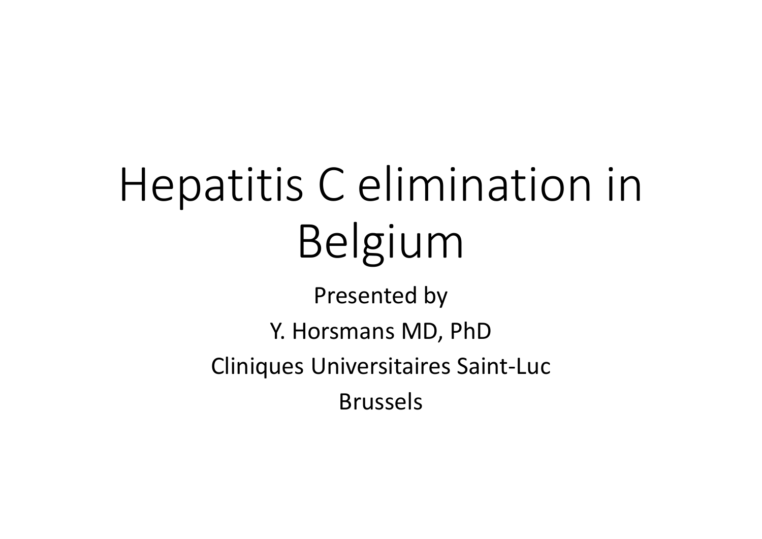# Hepatitis C elimination in Belgium

Presented by

Y. Horsmans MD, PhD

Cliniques Universitaires Saint-Luc

Brussels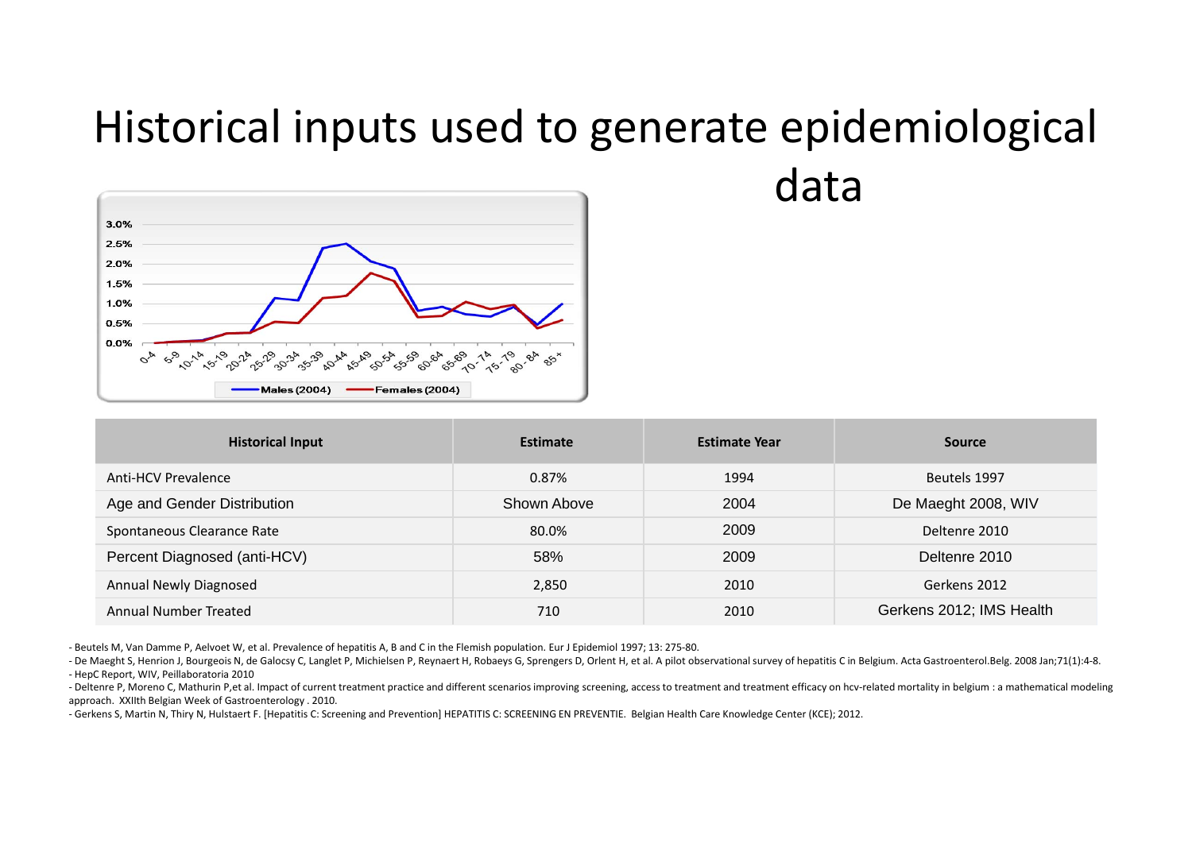# Historical inputs used to generate epidemiological data

| Historical Input | Estimate | Estimate Year | Source |
|---|---|---|---|
| Anti-HCV Prevalence | 0.87% | 1994 | Beutels 1997 |
| Age and Gender Distribution | Shown Above | 2004 | De Maeght 2008, WIV |
| Spontaneous Clearance Rate | 80.0% | 2009 | Deltenre 2010 |
| Percent Diagnosed (anti-HCV) | 58% | 2009 | Deltenre 2010 |
| Annual Newly Diagnosed | 2,850 | 2010 | Gerkens 2012 |
| Annual Number Treated | 710 | 2010 | Gerkens 2012; IMS Health |

- Beutels M, Van Damme P, Aelvoet W, et al. Prevalence of hepatitis A, B and C in the Flemish population. Eur J Epidemiol 1997; 13: 275-80.
- De Maeght S, Henrion J, Bourgeois N, de Galocsy C, Langlet P, Michielsen P, Reynaert H, Robaeys G, Sprengers D, Orlent H, et al. A pilot observational survey of hepatitis C in Belgium. Acta Gastroenterol.Belg. 2008 Jan;71(1):4-8.
- HepC Report, WIV, Peillaboratoria 2010
- Deltenre P, Moreno C, Mathurin P,et al. Impact of current treatment practice and different scenarios improving screening, access to treatment and treatment efficacy on hcv-related mortality in belgium : a mathematical modeling approach. XXIIth Belgian Week of Gastroenterology . 2010.
- Gerkens S, Martin N, Thiry N, Hulstaert F. [Hepatitis C: Screening and Prevention] HEPATITIS C: SCREENING EN PREVENTIE. Belgian Health Care Knowledge Center (KCE); 2012.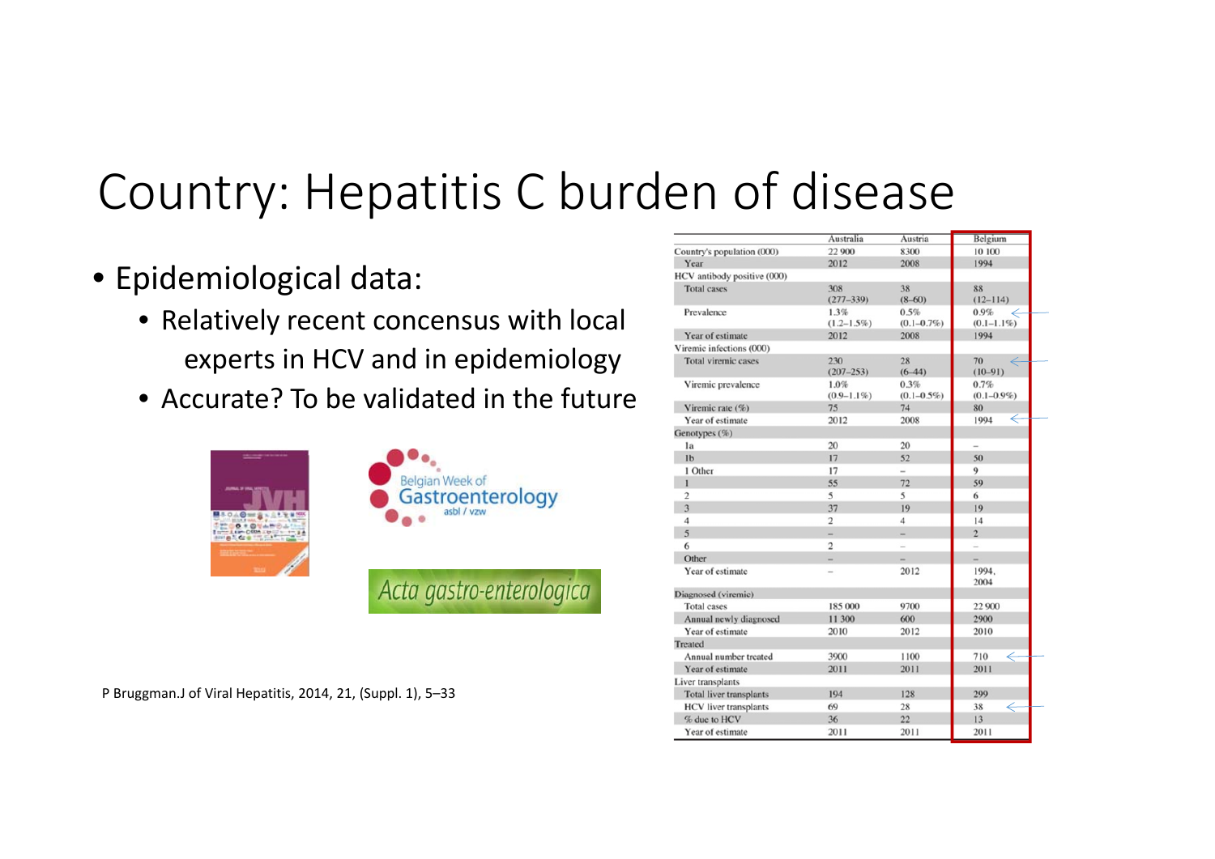# Country: Hepatitis C burden of disease

- Epidemiological data:
  - Relatively recent concensus with local experts in HCV and in epidemiology
  - Accurate? To be validated in the future

| | Australia | Austria | Belgium |
|---|---|---|---|
| Country's population (000) | 22 900 | 8300 | 10 100 |
| Year | 2012 | 2008 | 1994 |
| HCV antibody positive (000) | | | |
| Total cases | 308 (277–339) | 38 (8–60) | 88 (12–114) |
| Prevalence | 1.3% (1.2–1.5%) | 0.5% (0.1–0.7%) | 0.9% (0.1–1.1%) |
| Year of estimate | 2012 | 2008 | 1994 |
| Viremic infections (000) | | | |
| Total viremic cases | 230 (207–253) | 28 (6–44) | 70 (10–91) |
| Viremic prevalence | 1.0% (0.9–1.1%) | 0.3% (0.1–0.5%) | 0.7% (0.1–0.9%) |
| Viremic rate (%) | 75 | 74 | 80 |
| Year of estimate | 2012 | 2008 | 1994 |
| Genotypes (%) | | | |
| 1a | 20 | 20 | – |
| 1b | 17 | 52 | 50 |
| 1 Other | 17 | – | 9 |
| 1 | 55 | 72 | 59 |
| 2 | 5 | 5 | 6 |
| 3 | 37 | 19 | 19 |
| 4 | 2 | 4 | 14 |
| 5 | – | – | 2 |
| 6 | 2 | – | – |
| Other | – | – | – |
| Year of estimate | – | 2012 | 1994, 2004 |
| Diagnosed (viremic) | | | |
| Total cases | 185 000 | 9700 | 22 900 |
| Annual newly diagnosed | 11 300 | 600 | 2900 |
| Year of estimate | 2010 | 2012 | 2010 |
| Treated | | | |
| Annual number treated | 3900 | 1100 | 710 |
| Year of estimate | 2011 | 2011 | 2011 |
| Liver transplants | | | |
| Total liver transplants | 194 | 128 | 299 |
| HCV liver transplants | 69 | 28 | 38 |
| % due to HCV | 36 | 22 | 13 |
| Year of estimate | 2011 | 2011 | 2011 |

P Bruggman.J of Viral Hepatitis, 2014, 21, (Suppl. 1), 5–33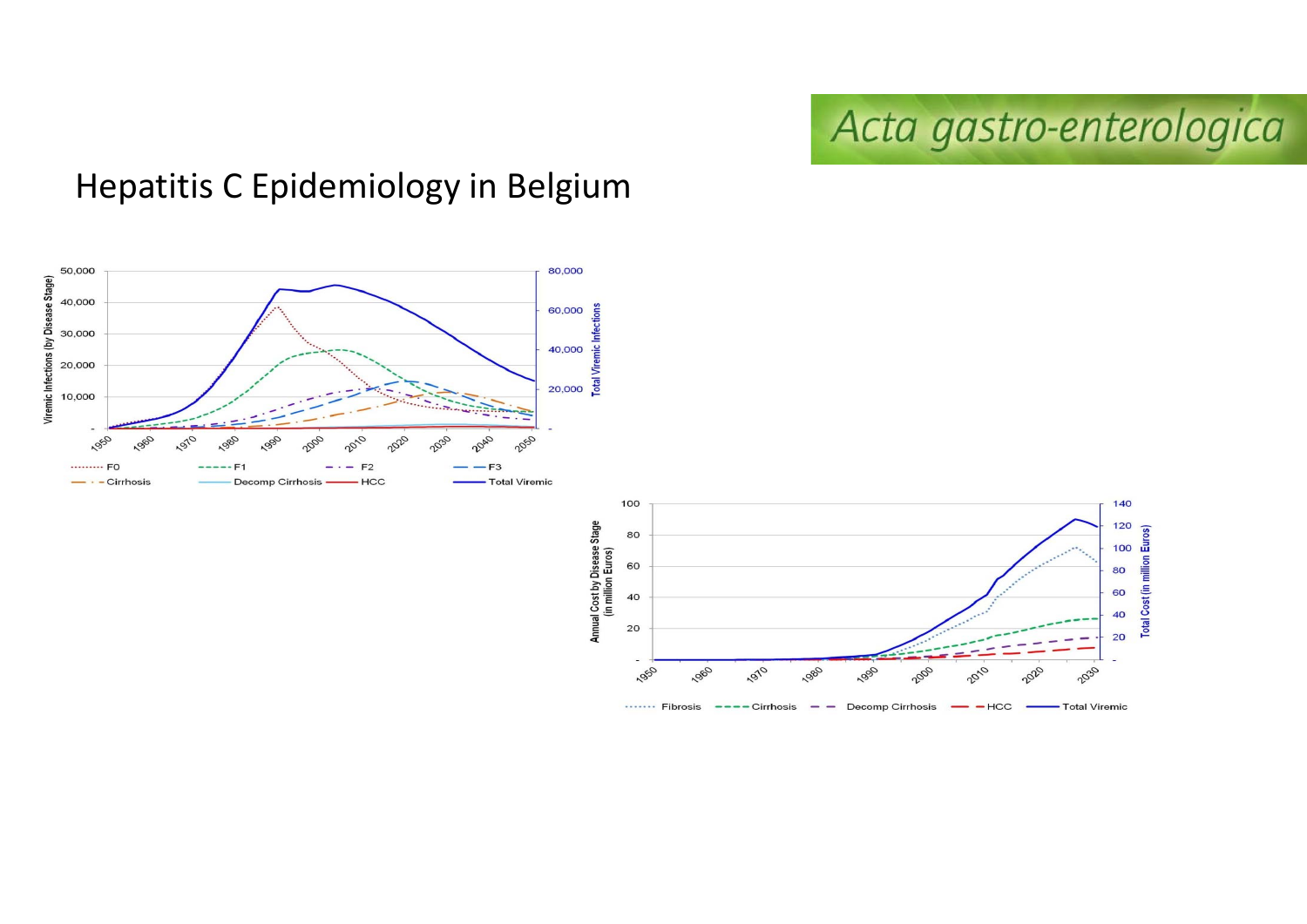# Hepatitis C Epidemiology in Belgium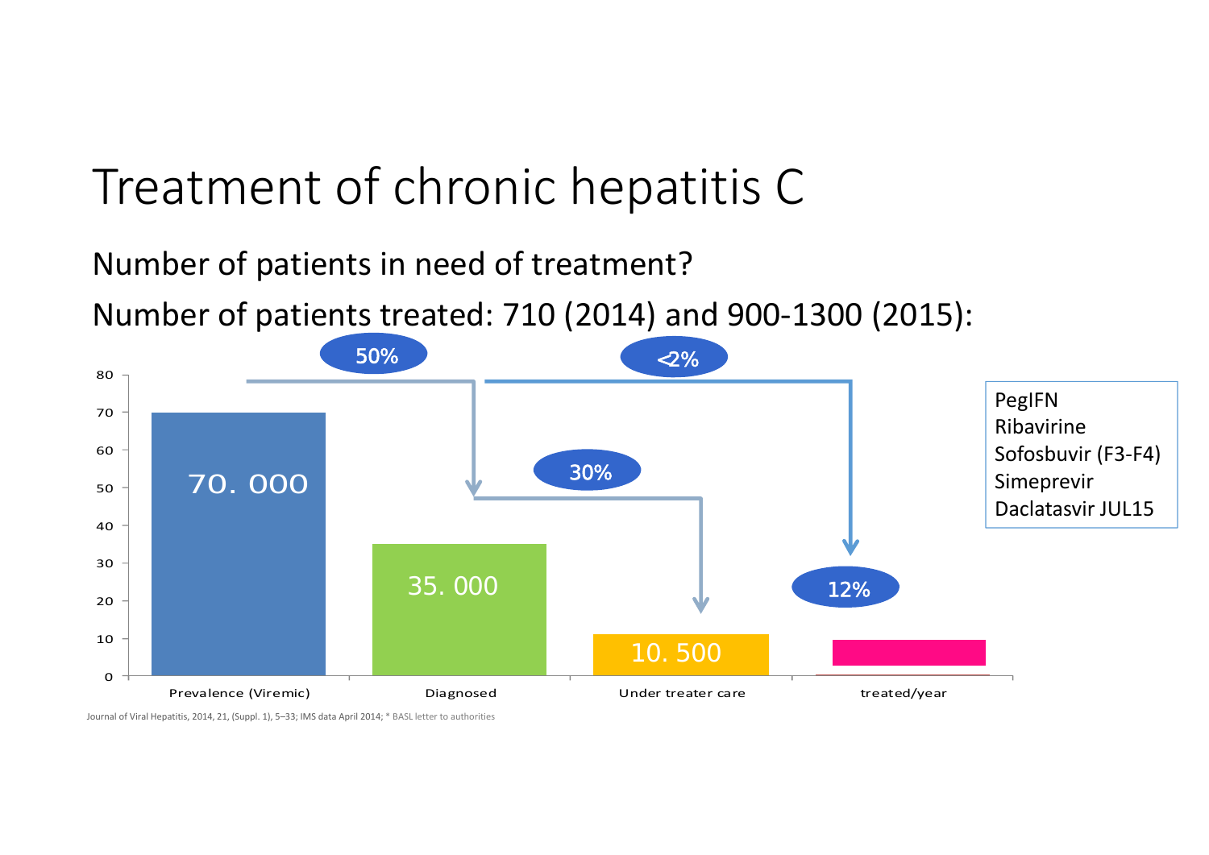# Treatment of chronic hepatitis C

Number of patients in need of treatment?

Number of patients treated: 710 (2014) and 900-1300 (2015):

| Category | Value |
|---|---|
| Prevalence (Viremic) | 70. 000 |
| Diagnosed | 35. 000 |
| Under treater care | 10. 500 |
| treated/year | |

50%

<2%

30%

12%

PegIFN
Ribavirine
Sofosbuvir (F3-F4)
Simeprevir
Daclatasvir JUL15

Journal of Viral Hepatitis, 2014, 21, (Suppl. 1), 5–33; IMS data April 2014; * BASL letter to authorities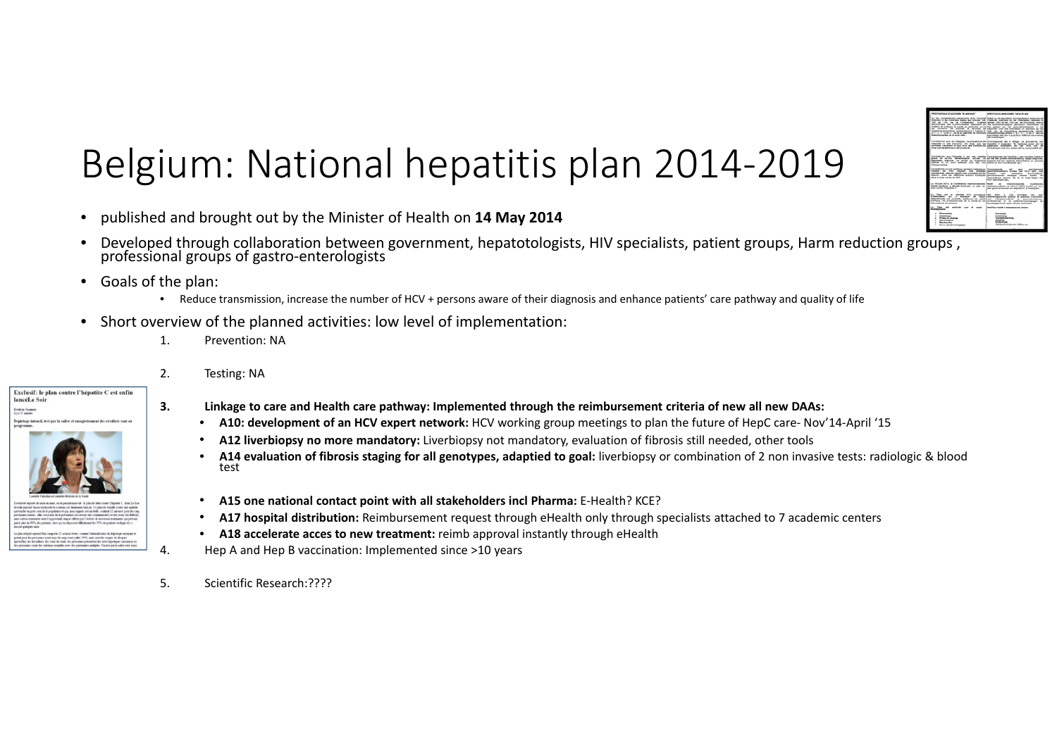# Belgium: National hepatitis plan 2014-2019

- published and brought out by the Minister of Health on **14 May 2014**
- Developed through collaboration between government, hepatotologists, HIV specialists, patient groups, Harm reduction groups , professional groups of gastro-enterologists
- Goals of the plan:
  - Reduce transmission, increase the number of HCV + persons aware of their diagnosis and enhance patients' care pathway and quality of life
- Short overview of the planned activities: low level of implementation:
  1. Prevention: NA
  2. Testing: NA
  3. **Linkage to care and Health care pathway: Implemented through the reimbursement criteria of new all new DAAs:**
     - **A10: development of an HCV expert network:** HCV working group meetings to plan the future of HepC care- Nov'14-April '15
     - **A12 liverbiopsy no more mandatory:** Liverbiopsy not mandatory, evaluation of fibrosis still needed, other tools
     - **A14 evaluation of fibrosis staging for all genotypes, adaptied to goal:** liverbiopsy or combination of 2 non invasive tests: radiologic & blood test
     - **A15 one national contact point with all stakeholders incl Pharma:** E-Health? KCE?
     - **A17 hospital distribution:** Reimbursement request through eHealth only through specialists attached to 7 academic centers
     - **A18 accelerate acces to new treatment:** reimb approval instantly through eHealth
  4. Hep A and Hep B vaccination: Implemented since >10 years
  5. Scientific Research:????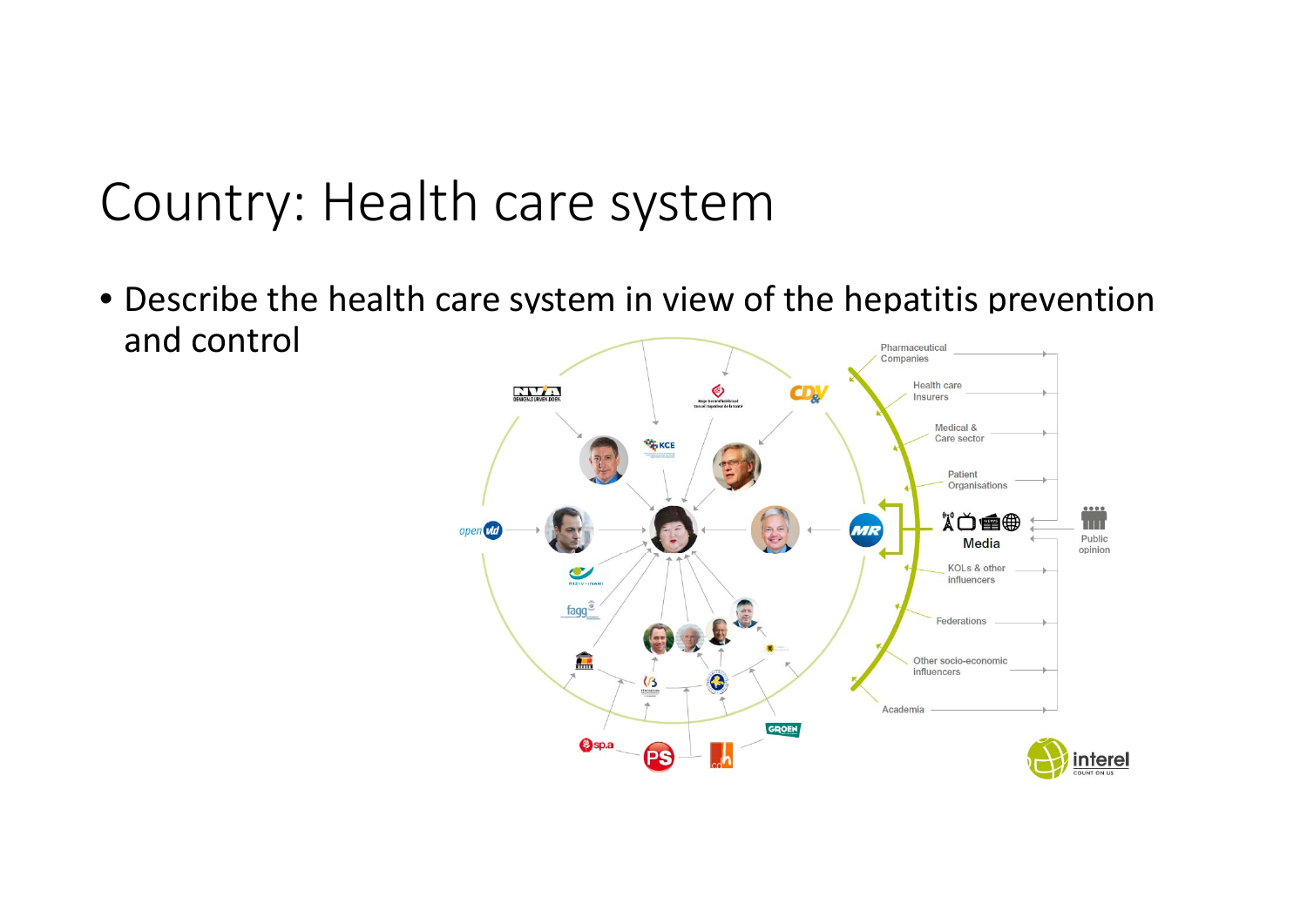# Country: Health care system

- Describe the health care system in view of the hepatitis prevention and control

Pharmaceutical Companies

Health care Insurers

Medical & Care sector

Patient Organisations

Media

Public opinion

KOLs & other influencers

Federations

Other socio-economic influencers

Academia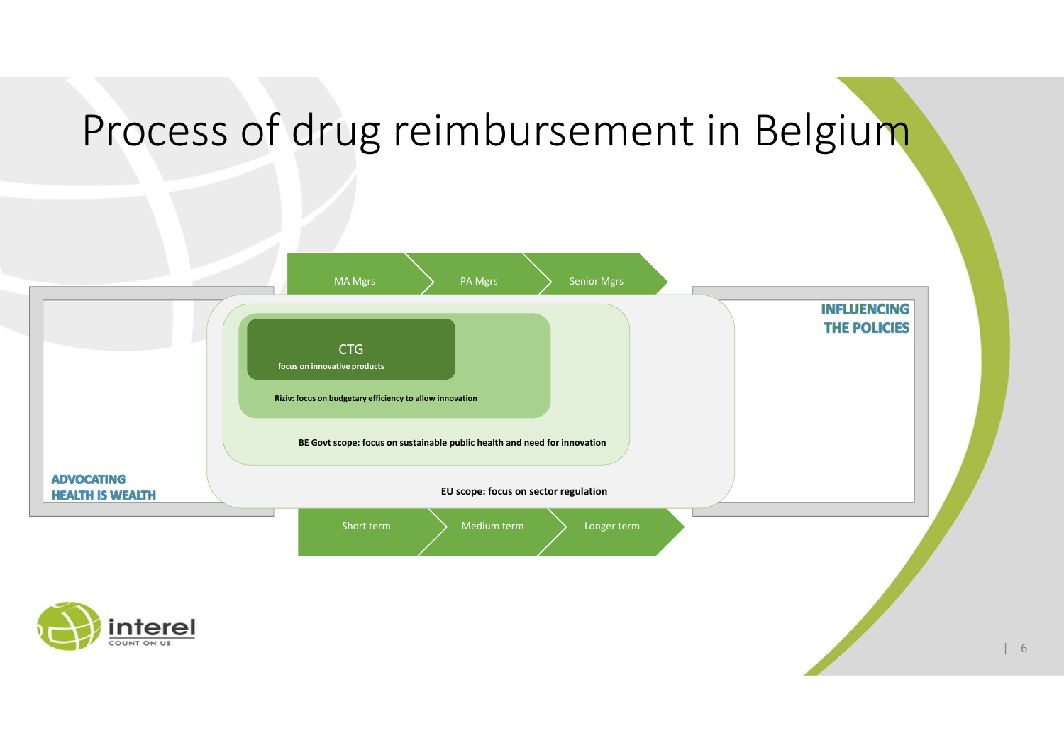# Process of drug reimbursement in Belgium

MA Mgrs → PA Mgrs → Senior Mgrs

**CTG**
**focus on innovative products**

**Riziv: focus on budgetary efficiency to allow innovation**

**BE Govt scope: focus on sustainable public health and need for innovation**

**EU scope: focus on sector regulation**

Short term → Medium term → Longer term

**ADVOCATING HEALTH IS WEALTH**

**INFLUENCING THE POLICIES**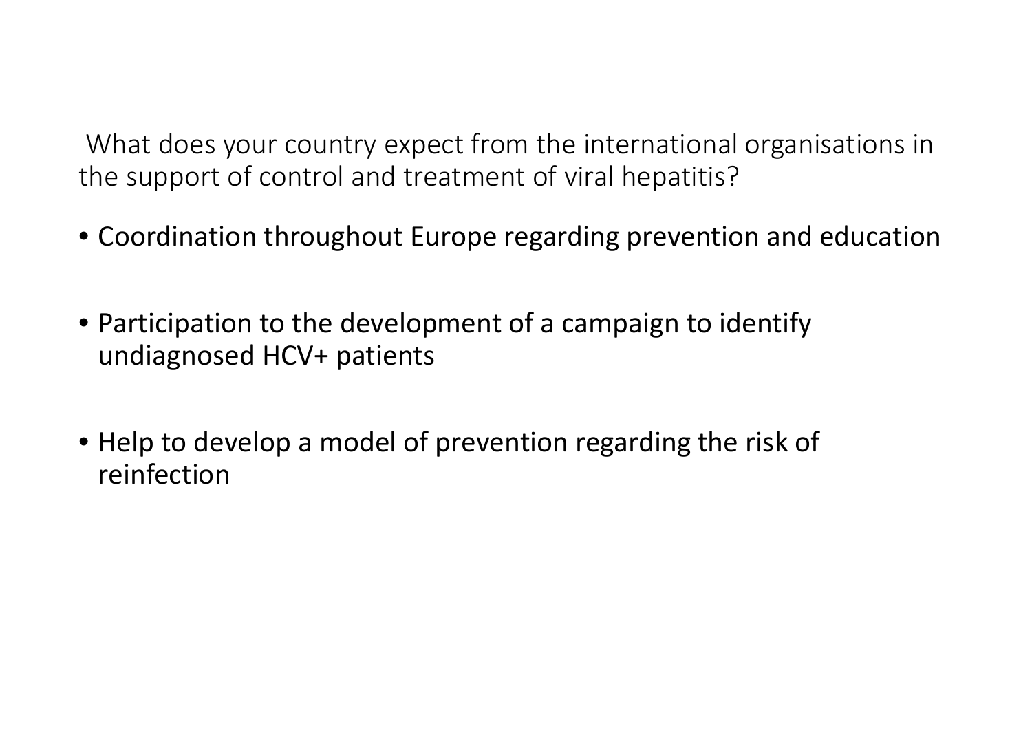What does your country expect from the international organisations in the support of control and treatment of viral hepatitis?

- Coordination throughout Europe regarding prevention and education
- Participation to the development of a campaign to identify undiagnosed HCV+ patients
- Help to develop a model of prevention regarding the risk of reinfection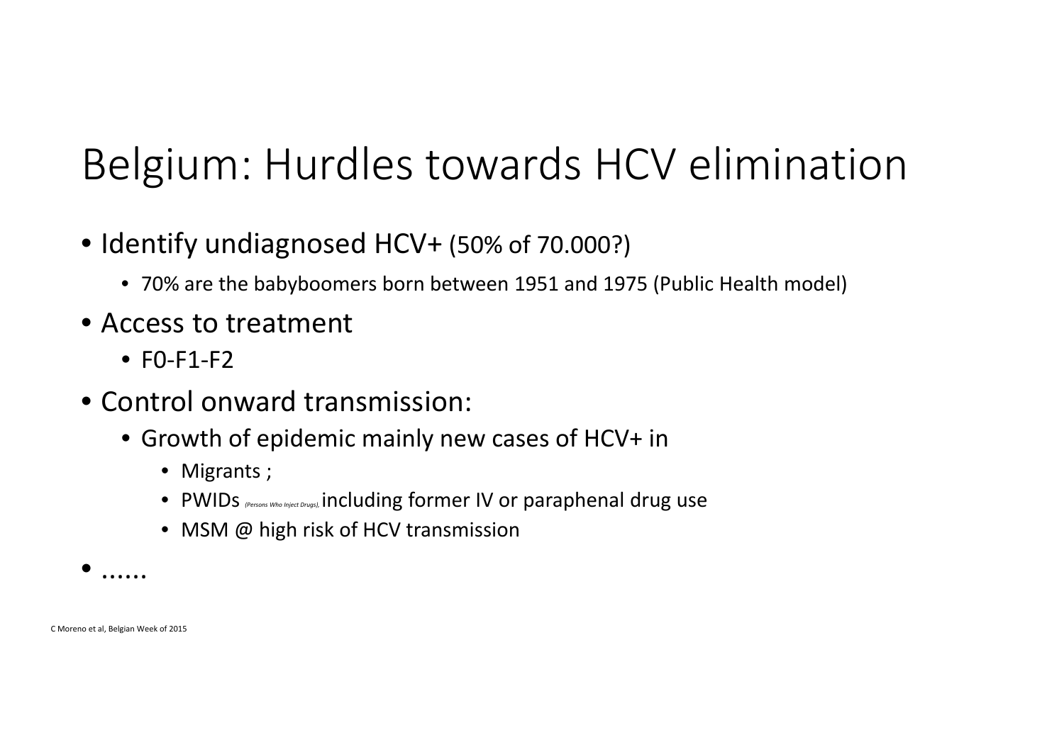# Belgium: Hurdles towards HCV elimination

- Identify undiagnosed HCV+ (50% of 70.000?)
  - 70% are the babyboomers born between 1951 and 1975 (Public Health model)
- Access to treatment
  - F0-F1-F2
- Control onward transmission:
  - Growth of epidemic mainly new cases of HCV+ in
    - Migrants ;
    - PWIDs *(Persons Who Inject Drugs),* including former IV or paraphenal drug use
    - MSM @ high risk of HCV transmission
- ......

C Moreno et al, Belgian Week of 2015